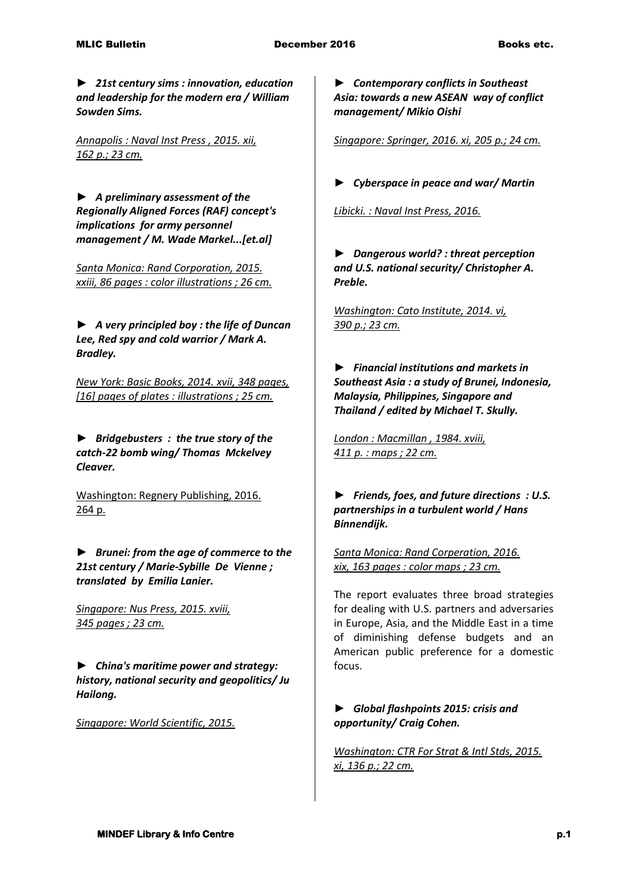► ***21st century sims : innovation, education and leadership for the modern era / William Sowden Sims.***

*Annapolis : Naval Inst Press , 2015. xii, 162 p.; 23 cm.*

► ***A preliminary assessment of the Regionally Aligned Forces (RAF) concept's implications for army personnel management / M. Wade Markel...[et.al]***

*Santa Monica: Rand Corporation, 2015. xxiii, 86 pages : color illustrations ; 26 cm.*

► ***A very principled boy : the life of Duncan Lee, Red spy and cold warrior / Mark A. Bradley.***

*New York: Basic Books, 2014. xvii, 348 pages, [16] pages of plates : illustrations ; 25 cm.*

► ***Bridgebusters : the true story of the catch-22 bomb wing/ Thomas Mckelvey Cleaver.***

Washington: Regnery Publishing, 2016. 264 p.

► ***Brunei: from the age of commerce to the 21st century / Marie-Sybille De Vienne ; translated by Emilia Lanier.***

*Singapore: Nus Press, 2015. xviii, 345 pages ; 23 cm.*

► ***China's maritime power and strategy: history, national security and geopolitics/ Ju Hailong.***

*Singapore: World Scientific, 2015.*

► ***Contemporary conflicts in Southeast Asia: towards a new ASEAN way of conflict management/ Mikio Oishi***

*Singapore: Springer, 2016. xi, 205 p.; 24 cm.*

► ***Cyberspace in peace and war/ Martin***

*Libicki. : Naval Inst Press, 2016.*

► ***Dangerous world? : threat perception and U.S. national security/ Christopher A. Preble.***

*Washington: Cato Institute, 2014. vi, 390 p.; 23 cm.*

► ***Financial institutions and markets in Southeast Asia : a study of Brunei, Indonesia, Malaysia, Philippines, Singapore and Thailand / edited by Michael T. Skully.***

*London : Macmillan , 1984. xviii, 411 p. : maps ; 22 cm.*

► ***Friends, foes, and future directions : U.S. partnerships in a turbulent world / Hans Binnendijk.***

*Santa Monica: Rand Corperation, 2016. xix, 163 pages : color maps ; 23 cm.*

The report evaluates three broad strategies for dealing with U.S. partners and adversaries in Europe, Asia, and the Middle East in a time of diminishing defense budgets and an American public preference for a domestic focus.

► ***Global flashpoints 2015: crisis and opportunity/ Craig Cohen.***

*Washington: CTR For Strat & Intl Stds, 2015. xi, 136 p.; 22 cm.*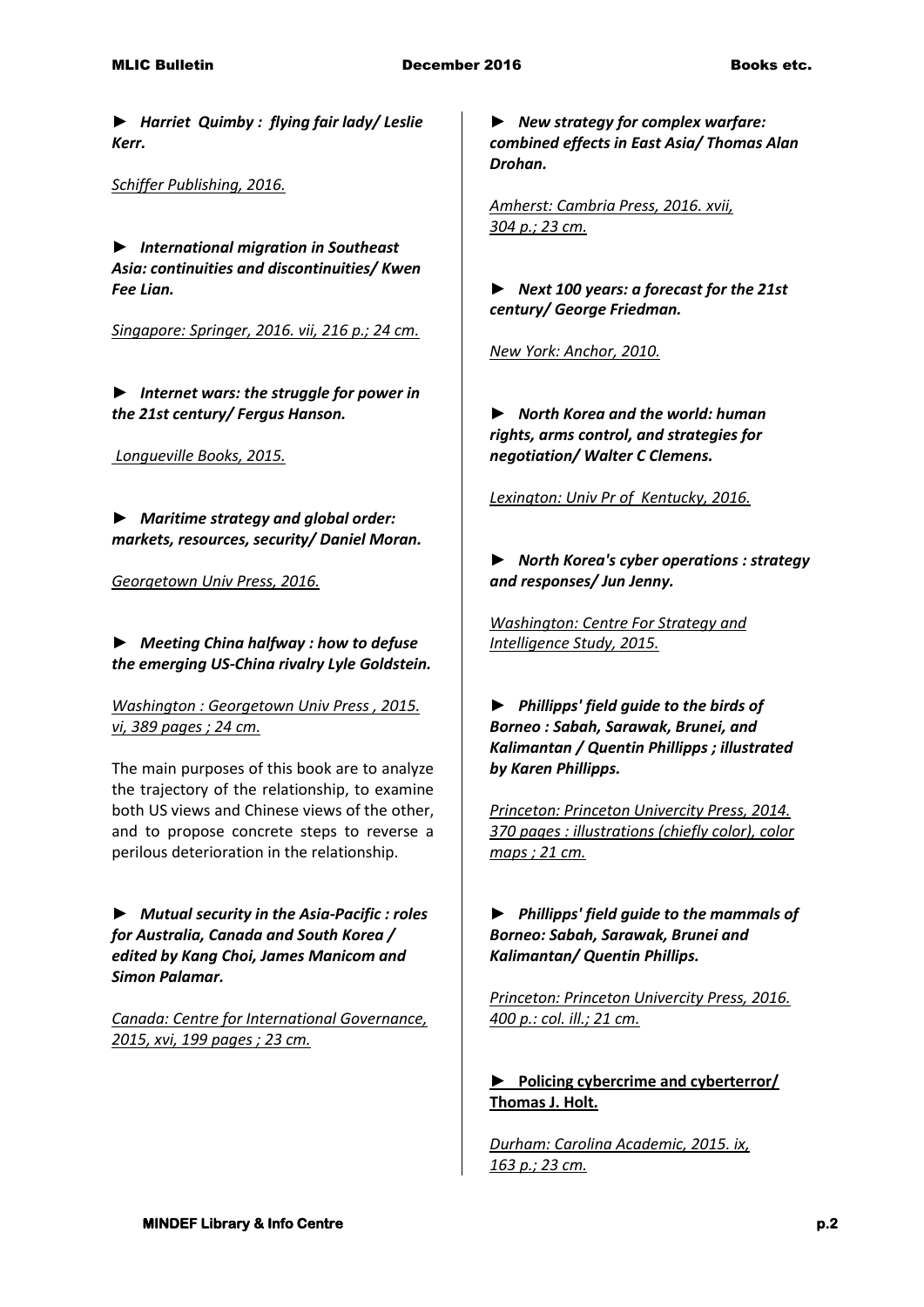► ***Harriet Quimby : flying fair lady/ Leslie Kerr.***

*Schiffer Publishing, 2016.*

► ***International migration in Southeast Asia: continuities and discontinuities/ Kwen Fee Lian.***

*Singapore: Springer, 2016. vii, 216 p.; 24 cm.*

► ***Internet wars: the struggle for power in the 21st century/ Fergus Hanson.***

*Longueville Books, 2015.*

► ***Maritime strategy and global order: markets, resources, security/ Daniel Moran.***

*Georgetown Univ Press, 2016.*

► ***Meeting China halfway : how to defuse the emerging US-China rivalry Lyle Goldstein.***

*Washington : Georgetown Univ Press , 2015. vi, 389 pages ; 24 cm.*

The main purposes of this book are to analyze the trajectory of the relationship, to examine both US views and Chinese views of the other, and to propose concrete steps to reverse a perilous deterioration in the relationship.

► ***Mutual security in the Asia-Pacific : roles for Australia, Canada and South Korea / edited by Kang Choi, James Manicom and Simon Palamar.***

*Canada: Centre for International Governance, 2015, xvi, 199 pages ; 23 cm.*

► ***New strategy for complex warfare: combined effects in East Asia/ Thomas Alan Drohan.***

*Amherst: Cambria Press, 2016. xvii, 304 p.; 23 cm.*

► ***Next 100 years: a forecast for the 21st century/ George Friedman.***

*New York: Anchor, 2010.*

► ***North Korea and the world: human rights, arms control, and strategies for negotiation/ Walter C Clemens.***

*Lexington: Univ Pr of Kentucky, 2016.*

► ***North Korea's cyber operations : strategy and responses/ Jun Jenny.***

*Washington: Centre For Strategy and Intelligence Study, 2015.*

► ***Phillipps' field guide to the birds of Borneo : Sabah, Sarawak, Brunei, and Kalimantan / Quentin Phillipps ; illustrated by Karen Phillipps.***

*Princeton: Princeton Univercity Press, 2014. 370 pages : illustrations (chiefly color), color maps ; 21 cm.*

► ***Phillipps' field guide to the mammals of Borneo: Sabah, Sarawak, Brunei and Kalimantan/ Quentin Phillips.***

*Princeton: Princeton Univercity Press, 2016. 400 p.: col. ill.; 21 cm.*

► **Policing cybercrime and cyberterror/ Thomas J. Holt.**

*Durham: Carolina Academic, 2015. ix, 163 p.; 23 cm.*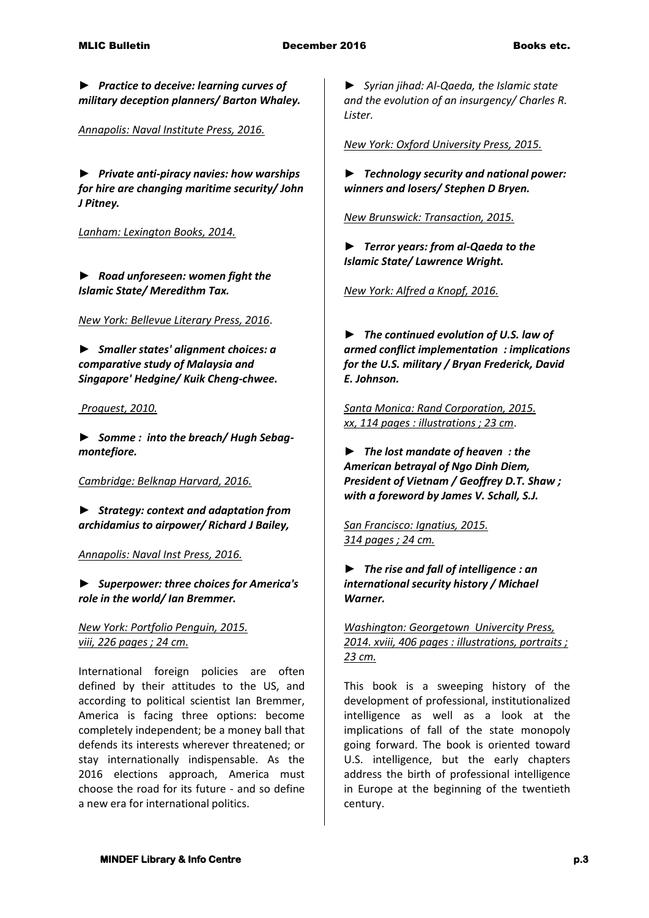► ***Practice to deceive: learning curves of military deception planners/ Barton Whaley.***

Annapolis: Naval Institute Press, 2016.

► ***Private anti-piracy navies: how warships for hire are changing maritime security/ John J Pitney.***

Lanham: Lexington Books, 2014.

► ***Road unforeseen: women fight the Islamic State/ Meredithm Tax.***

New York: Bellevue Literary Press, 2016.

► ***Smaller states' alignment choices: a comparative study of Malaysia and Singapore' Hedgine/ Kuik Cheng-chwee.***

Proquest, 2010.

► ***Somme : into the breach/ Hugh Sebag-montefiore.***

Cambridge: Belknap Harvard, 2016.

► ***Strategy: context and adaptation from archidamius to airpower/ Richard J Bailey,***

Annapolis: Naval Inst Press, 2016.

► ***Superpower: three choices for America's role in the world/ Ian Bremmer.***

New York: Portfolio Penguin, 2015.
viii, 226 pages ; 24 cm.

International foreign policies are often defined by their attitudes to the US, and according to political scientist Ian Bremmer, America is facing three options: become completely independent; be a money ball that defends its interests wherever threatened; or stay internationally indispensable. As the 2016 elections approach, America must choose the road for its future - and so define a new era for international politics.

► *Syrian jihad: Al-Qaeda, the Islamic state and the evolution of an insurgency/ Charles R. Lister.*

New York: Oxford University Press, 2015.

► ***Technology security and national power: winners and losers/ Stephen D Bryen.***

New Brunswick: Transaction, 2015.

► ***Terror years: from al-Qaeda to the Islamic State/ Lawrence Wright.***

New York: Alfred a Knopf, 2016.

► ***The continued evolution of U.S. law of armed conflict implementation : implications for the U.S. military / Bryan Frederick, David E. Johnson.***

Santa Monica: Rand Corporation, 2015.
xx, 114 pages : illustrations ; 23 cm.

► ***The lost mandate of heaven : the American betrayal of Ngo Dinh Diem, President of Vietnam / Geoffrey D.T. Shaw ; with a foreword by James V. Schall, S.J.***

San Francisco: Ignatius, 2015.
314 pages ; 24 cm.

► ***The rise and fall of intelligence : an international security history / Michael Warner.***

Washington: Georgetown Univercity Press, 2014. xviii, 406 pages : illustrations, portraits ; 23 cm.

This book is a sweeping history of the development of professional, institutionalized intelligence as well as a look at the implications of fall of the state monopoly going forward. The book is oriented toward U.S. intelligence, but the early chapters address the birth of professional intelligence in Europe at the beginning of the twentieth century.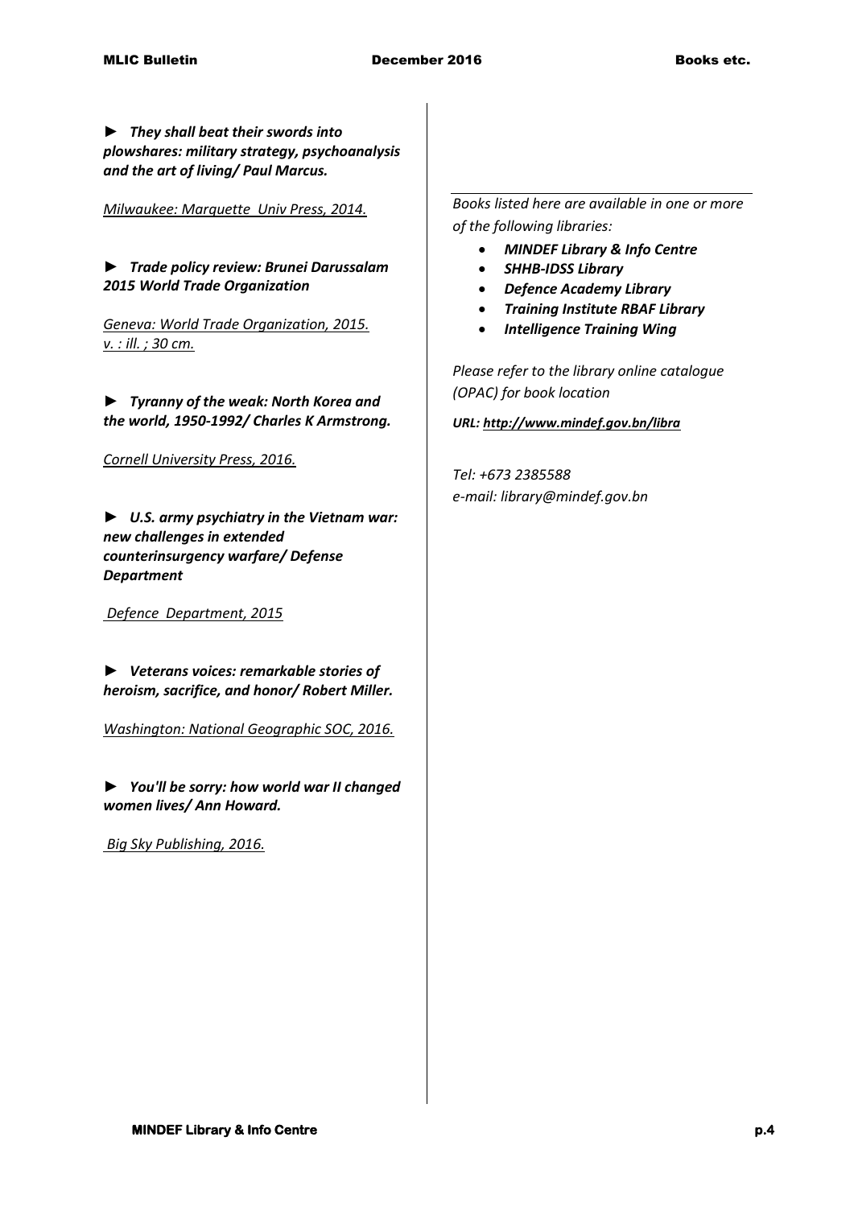► ***They shall beat their swords into plowshares: military strategy, psychoanalysis and the art of living/ Paul Marcus.***

*Milwaukee: Marquette Univ Press, 2014.*

► ***Trade policy review: Brunei Darussalam 2015 World Trade Organization***

*Geneva: World Trade Organization, 2015.*
*v. : ill. ; 30 cm.*

► ***Tyranny of the weak: North Korea and the world, 1950-1992/ Charles K Armstrong.***

*Cornell University Press, 2016.*

► ***U.S. army psychiatry in the Vietnam war: new challenges in extended counterinsurgency warfare/ Defense Department***

*Defence Department, 2015*

► ***Veterans voices: remarkable stories of heroism, sacrifice, and honor/ Robert Miller.***

*Washington: National Geographic SOC, 2016.*

► ***You'll be sorry: how world war II changed women lives/ Ann Howard.***

*Big Sky Publishing, 2016.*

---

*Books listed here are available in one or more of the following libraries:*

- ***MINDEF Library & Info Centre***
- ***SHHB-IDSS Library***
- ***Defence Academy Library***
- ***Training Institute RBAF Library***
- ***Intelligence Training Wing***

*Please refer to the library online catalogue (OPAC) for book location*

***URL: http://www.mindef.gov.bn/libra***

*Tel: +673 2385588*
*e-mail: library@mindef.gov.bn*